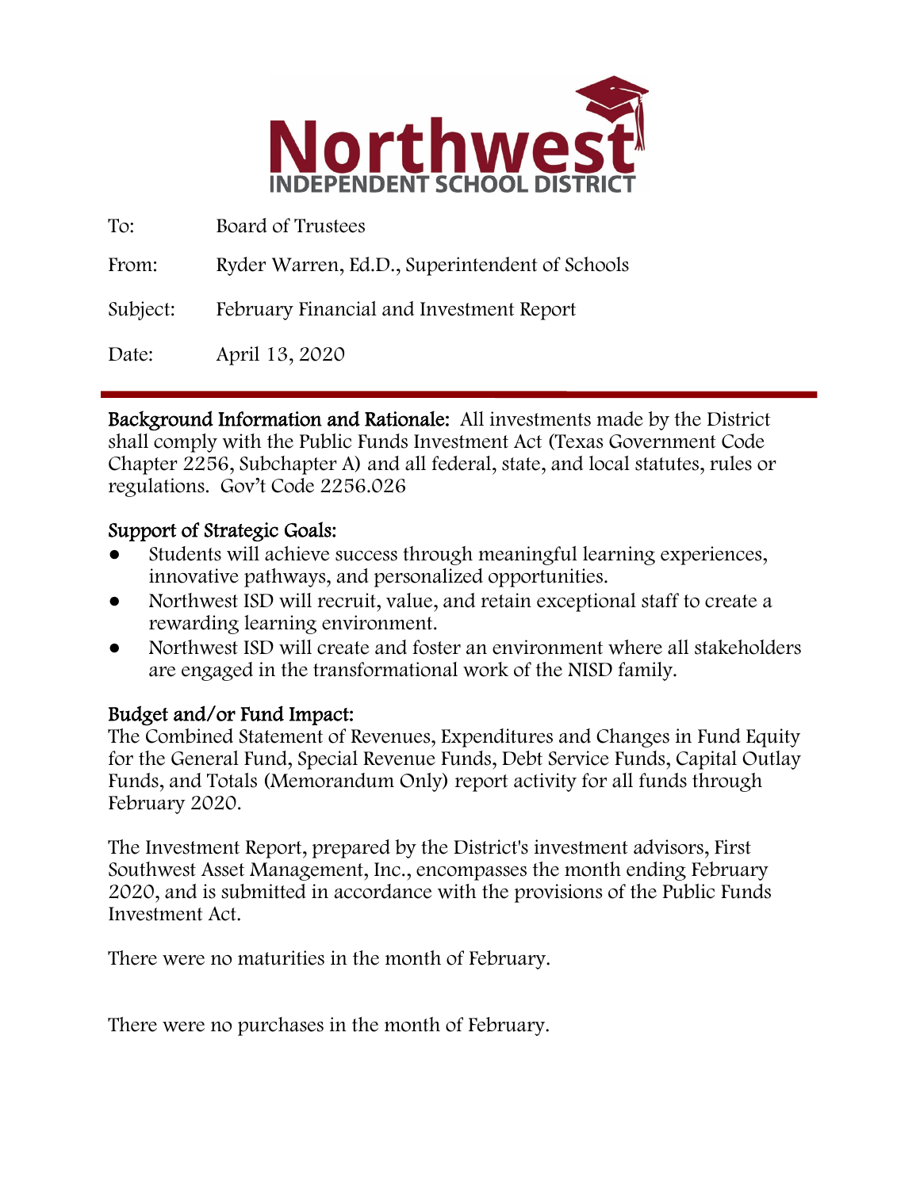# Northwest INDEPENDENT SCHOOL DISTRICT

To: Board of Trustees

From: Ryder Warren, Ed.D., Superintendent of Schools

Subject: February Financial and Investment Report

Date: April 13, 2020

---

**Background Information and Rationale:** All investments made by the District shall comply with the Public Funds Investment Act (Texas Government Code Chapter 2256, Subchapter A) and all federal, state, and local statutes, rules or regulations. Gov't Code 2256.026

**Support of Strategic Goals:**

- Students will achieve success through meaningful learning experiences, innovative pathways, and personalized opportunities.
- Northwest ISD will recruit, value, and retain exceptional staff to create a rewarding learning environment.
- Northwest ISD will create and foster an environment where all stakeholders are engaged in the transformational work of the NISD family.

**Budget and/or Fund Impact:**

The Combined Statement of Revenues, Expenditures and Changes in Fund Equity for the General Fund, Special Revenue Funds, Debt Service Funds, Capital Outlay Funds, and Totals (Memorandum Only) report activity for all funds through February 2020.

The Investment Report, prepared by the District's investment advisors, First Southwest Asset Management, Inc., encompasses the month ending February 2020, and is submitted in accordance with the provisions of the Public Funds Investment Act.

There were no maturities in the month of February.

There were no purchases in the month of February.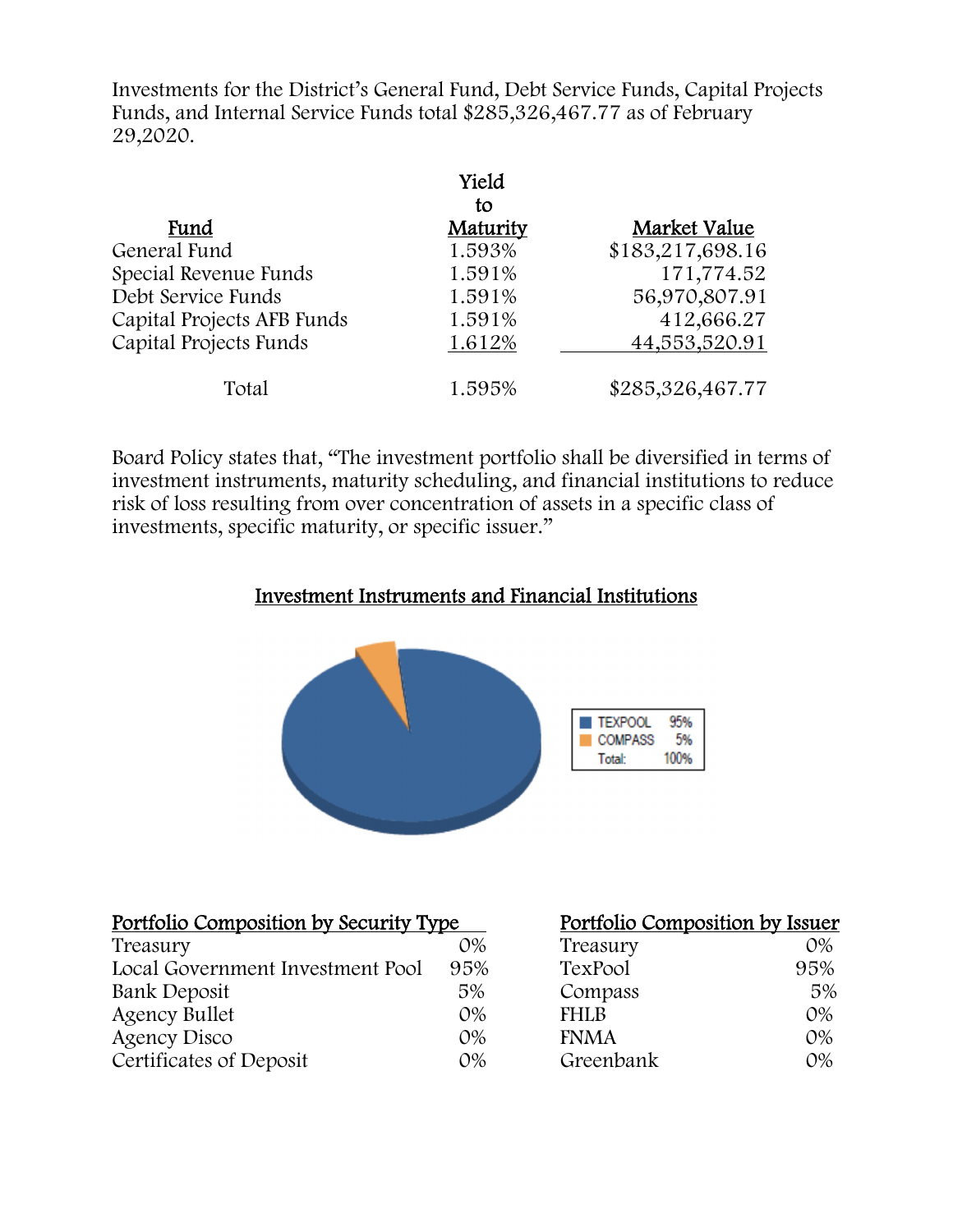Investments for the District's General Fund, Debt Service Funds, Capital Projects Funds, and Internal Service Funds total $285,326,467.77 as of February 29,2020.

| Fund | Yield to Maturity | Market Value |
|---|---|---|
| General Fund | 1.593% | $183,217,698.16 |
| Special Revenue Funds | 1.591% | 171,774.52 |
| Debt Service Funds | 1.591% | 56,970,807.91 |
| Capital Projects AFB Funds | 1.591% | 412,666.27 |
| Capital Projects Funds | 1.612% | 44,553,520.91 |
| Total | 1.595% | $285,326,467.77 |

Board Policy states that, "The investment portfolio shall be diversified in terms of investment instruments, maturity scheduling, and financial institutions to reduce risk of loss resulting from over concentration of assets in a specific class of investments, specific maturity, or specific issuer."

## Investment Instruments and Financial Institutions

| | |
|---|---|
| TEXPOOL | 95% |
| COMPASS | 5% |
| Total: | 100% |

| Portfolio Composition by Security Type | |
|---|---|
| Treasury | 0% |
| Local Government Investment Pool | 95% |
| Bank Deposit | 5% |
| Agency Bullet | 0% |
| Agency Disco | 0% |
| Certificates of Deposit | 0% |

| Portfolio Composition by Issuer | |
|---|---|
| Treasury | 0% |
| TexPool | 95% |
| Compass | 5% |
| FHLB | 0% |
| FNMA | 0% |
| Greenbank | 0% |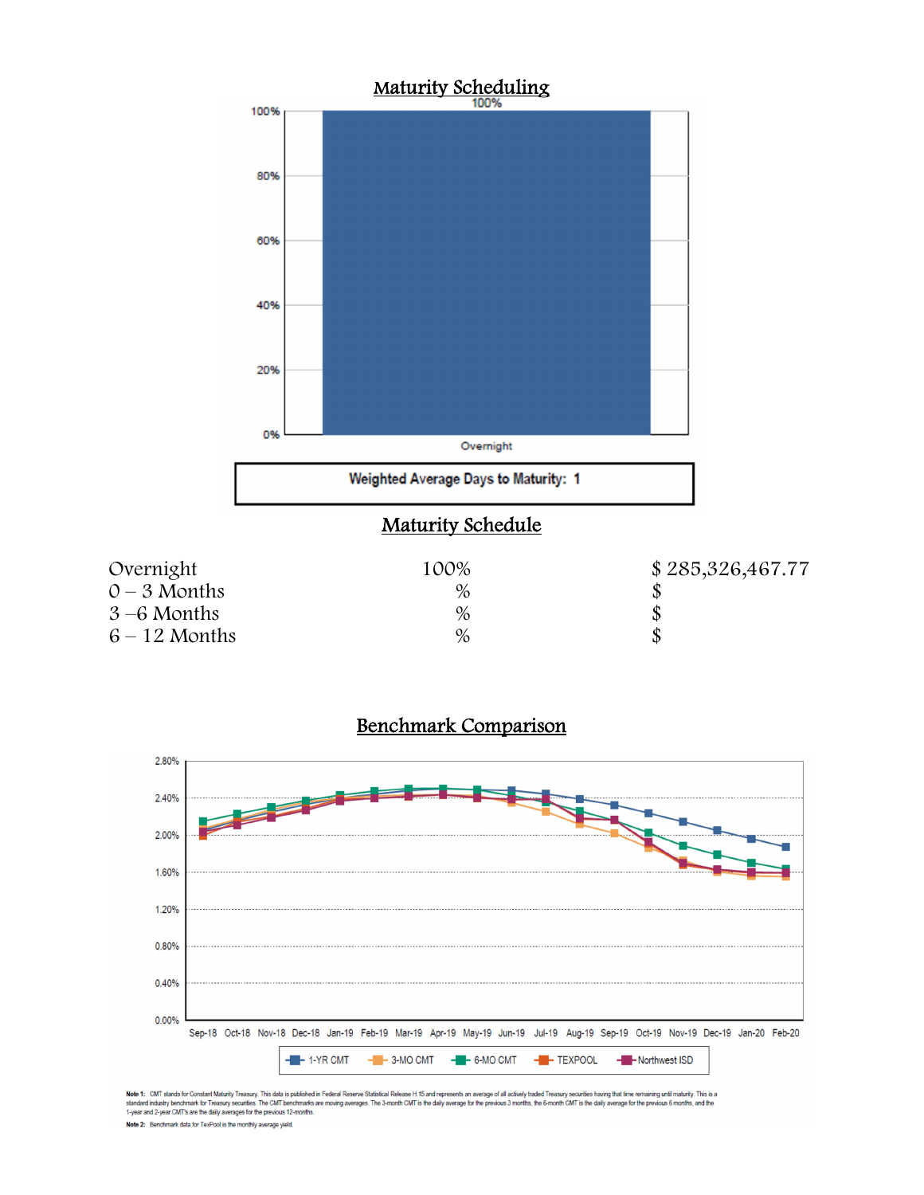## Maturity Scheduling

100%

Overnight

**Weighted Average Days to Maturity: 1**

## Maturity Schedule

| | | |
|---|---|---|
| Overnight | 100% | $ 285,326,467.77 |
| 0 – 3 Months | % | $ |
| 3 –6 Months | % | $ |
| 6 – 12 Months | % | $ |

## Benchmark Comparison

1-YR CMT, 3-MO CMT, 6-MO CMT, TEXPOOL, Northwest ISD

**Note 1:** CMT stands for Constant Maturity Treasury. This data is published in Federal Reserve Statistical Release H.15 and represents an average of all actively traded Treasury securities having that time remaining until maturity. This is a standard industry benchmark for Treasury securities. The CMT benchmarks are moving averages. The 3-month CMT is the daily average for the previous 3 months, the 6-month CMT is the daily average for the previous 6 months, and the 1-year and 2-year CMT's are the daily averages for the previous 12-months.

**Note 2:** Benchmark data for TexPool is the monthly average yield.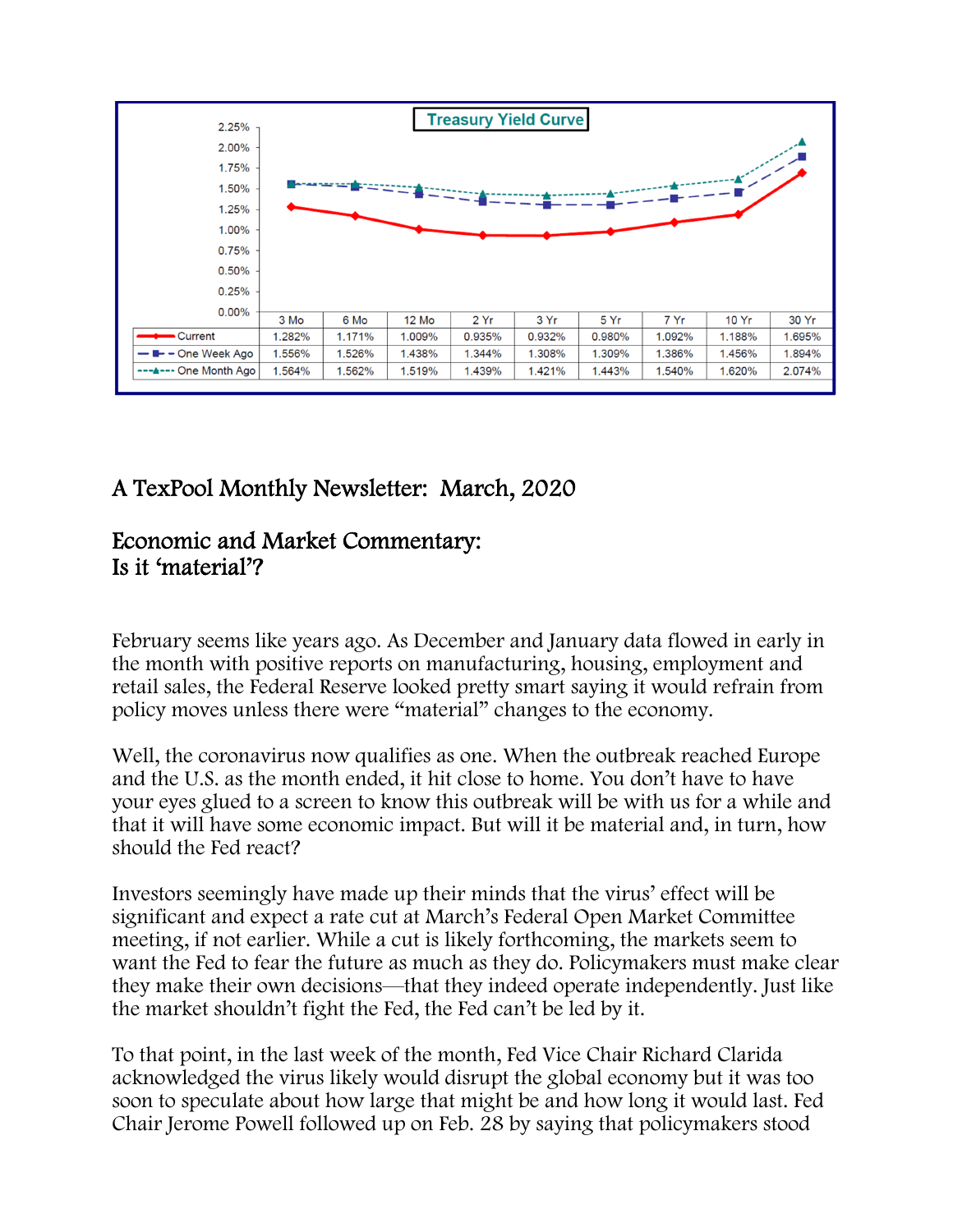**Treasury Yield Curve**

| | 3 Mo | 6 Mo | 12 Mo | 2 Yr | 3 Yr | 5 Yr | 7 Yr | 10 Yr | 30 Yr |
|---|---|---|---|---|---|---|---|---|---|
| Current | 1.282% | 1.171% | 1.009% | 0.935% | 0.932% | 0.980% | 1.092% | 1.188% | 1.695% |
| One Week Ago | 1.556% | 1.526% | 1.438% | 1.344% | 1.308% | 1.309% | 1.386% | 1.456% | 1.894% |
| One Month Ago | 1.564% | 1.562% | 1.519% | 1.439% | 1.421% | 1.443% | 1.540% | 1.620% | 2.074% |

# A TexPool Monthly Newsletter: March, 2020

## Economic and Market Commentary: Is it 'material'?

February seems like years ago. As December and January data flowed in early in the month with positive reports on manufacturing, housing, employment and retail sales, the Federal Reserve looked pretty smart saying it would refrain from policy moves unless there were "material" changes to the economy.

Well, the coronavirus now qualifies as one. When the outbreak reached Europe and the U.S. as the month ended, it hit close to home. You don't have to have your eyes glued to a screen to know this outbreak will be with us for a while and that it will have some economic impact. But will it be material and, in turn, how should the Fed react?

Investors seemingly have made up their minds that the virus' effect will be significant and expect a rate cut at March's Federal Open Market Committee meeting, if not earlier. While a cut is likely forthcoming, the markets seem to want the Fed to fear the future as much as they do. Policymakers must make clear they make their own decisions—that they indeed operate independently. Just like the market shouldn't fight the Fed, the Fed can't be led by it.

To that point, in the last week of the month, Fed Vice Chair Richard Clarida acknowledged the virus likely would disrupt the global economy but it was too soon to speculate about how large that might be and how long it would last. Fed Chair Jerome Powell followed up on Feb. 28 by saying that policymakers stood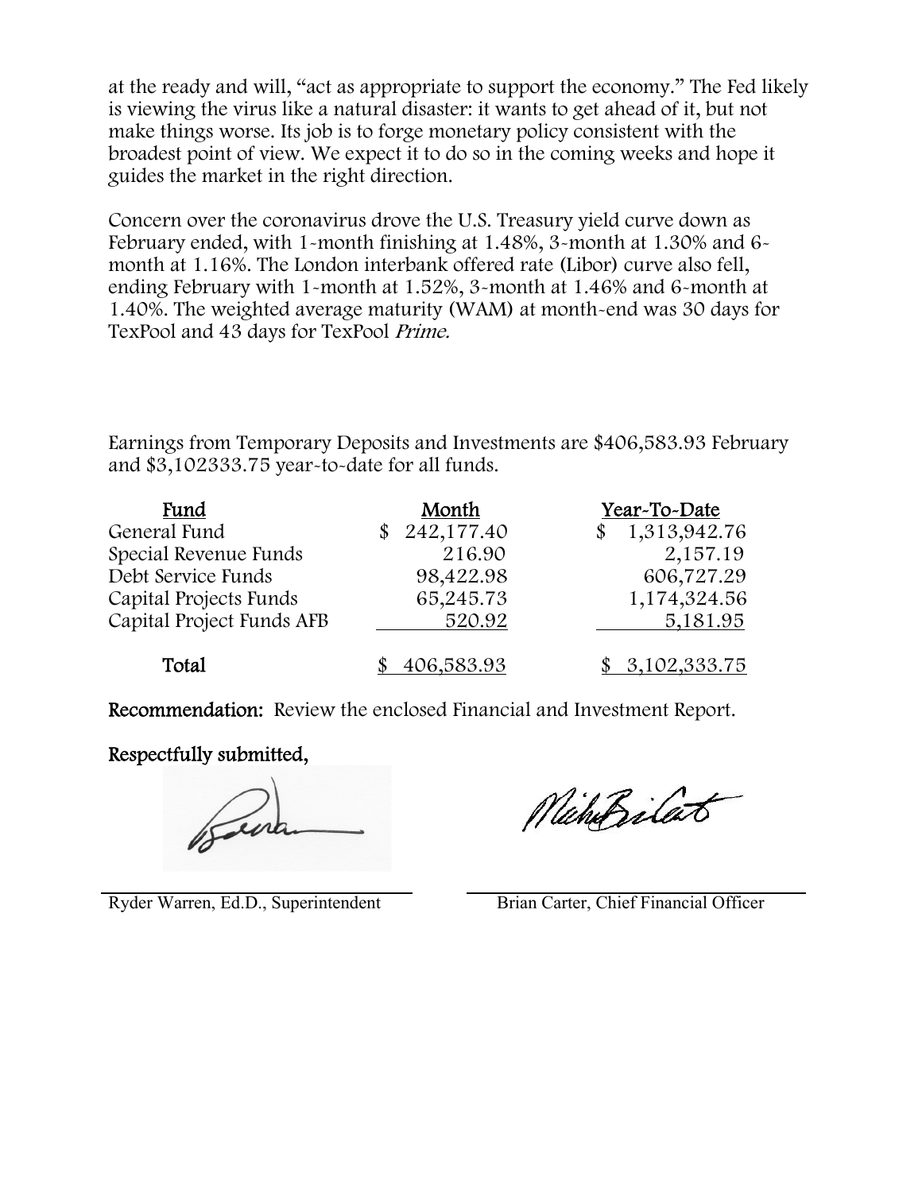at the ready and will, "act as appropriate to support the economy." The Fed likely is viewing the virus like a natural disaster: it wants to get ahead of it, but not make things worse. Its job is to forge monetary policy consistent with the broadest point of view. We expect it to do so in the coming weeks and hope it guides the market in the right direction.

Concern over the coronavirus drove the U.S. Treasury yield curve down as February ended, with 1-month finishing at 1.48%, 3-month at 1.30% and 6-month at 1.16%. The London interbank offered rate (Libor) curve also fell, ending February with 1-month at 1.52%, 3-month at 1.46% and 6-month at 1.40%. The weighted average maturity (WAM) at month-end was 30 days for TexPool and 43 days for TexPool *Prime.*

Earnings from Temporary Deposits and Investments are $406,583.93 February and $3,102333.75 year-to-date for all funds.

| Fund | Month | Year-To-Date |
|---|---|---|
| General Fund | $ 242,177.40 | $ 1,313,942.76 |
| Special Revenue Funds | 216.90 | 2,157.19 |
| Debt Service Funds | 98,422.98 | 606,727.29 |
| Capital Projects Funds | 65,245.73 | 1,174,324.56 |
| Capital Project Funds AFB | 520.92 | 5,181.95 |
| **Total** | $ 406,583.93 | $ 3,102,333.75 |

**Recommendation:** Review the enclosed Financial and Investment Report.

**Respectfully submitted,**

Ryder Warren, Ed.D., Superintendent

Brian Carter, Chief Financial Officer